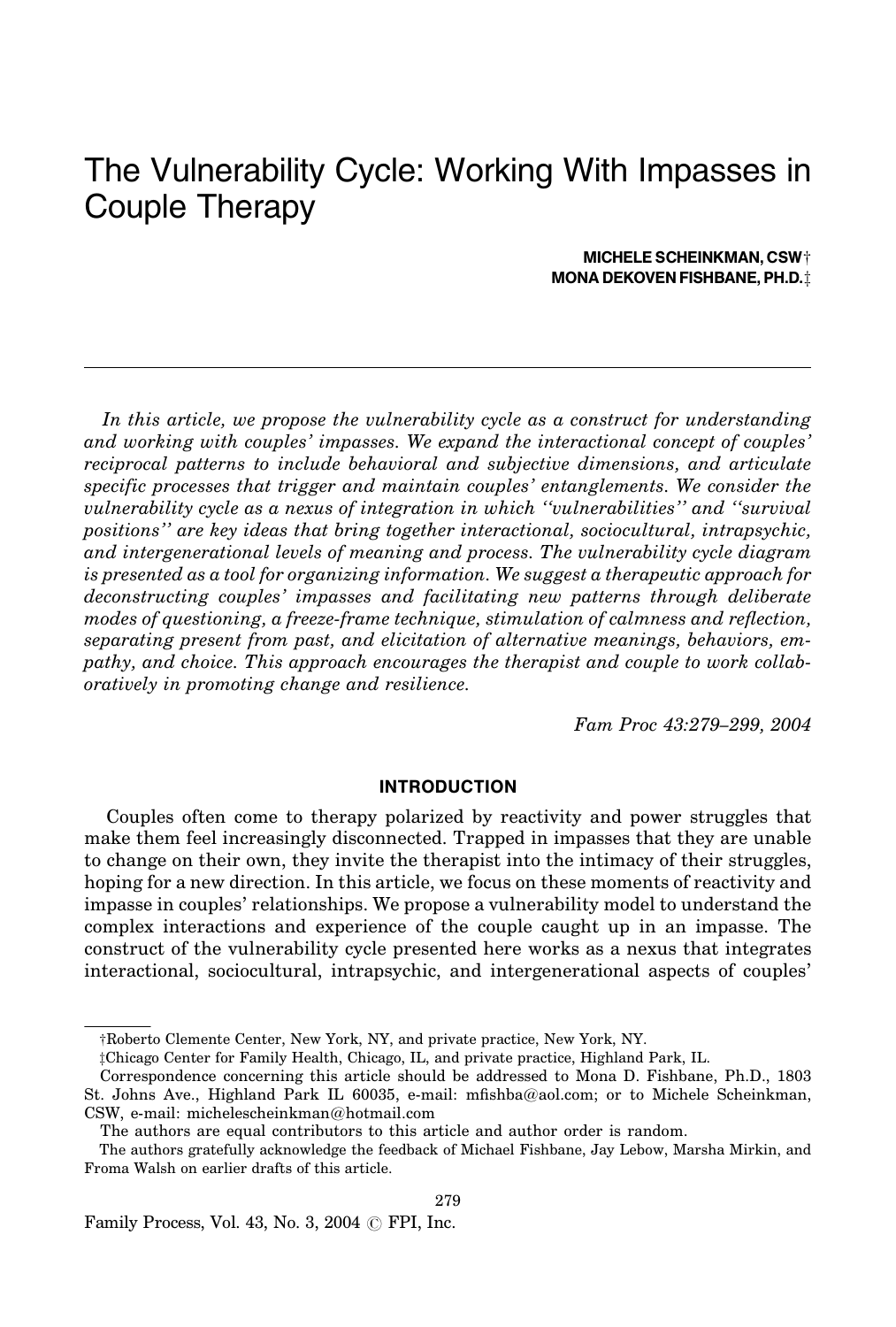# The Vulnerability Cycle: Working With Impasses in Couple Therapy

**MICHELE SCHEINKMAN, CSW†**
**MONA DEKOVEN FISHBANE, PH.D.‡**

---

*In this article, we propose the vulnerability cycle as a construct for understanding and working with couples' impasses. We expand the interactional concept of couples' reciprocal patterns to include behavioral and subjective dimensions, and articulate specific processes that trigger and maintain couples' entanglements. We consider the vulnerability cycle as a nexus of integration in which ''vulnerabilities'' and ''survival positions'' are key ideas that bring together interactional, sociocultural, intrapsychic, and intergenerational levels of meaning and process. The vulnerability cycle diagram is presented as a tool for organizing information. We suggest a therapeutic approach for deconstructing couples' impasses and facilitating new patterns through deliberate modes of questioning, a freeze-frame technique, stimulation of calmness and reflection, separating present from past, and elicitation of alternative meanings, behaviors, empathy, and choice. This approach encourages the therapist and couple to work collaboratively in promoting change and resilience.*

*Fam Proc 43:279–299, 2004*

## INTRODUCTION

Couples often come to therapy polarized by reactivity and power struggles that make them feel increasingly disconnected. Trapped in impasses that they are unable to change on their own, they invite the therapist into the intimacy of their struggles, hoping for a new direction. In this article, we focus on these moments of reactivity and impasse in couples' relationships. We propose a vulnerability model to understand the complex interactions and experience of the couple caught up in an impasse. The construct of the vulnerability cycle presented here works as a nexus that integrates interactional, sociocultural, intrapsychic, and intergenerational aspects of couples'

---

†Roberto Clemente Center, New York, NY, and private practice, New York, NY.

‡Chicago Center for Family Health, Chicago, IL, and private practice, Highland Park, IL.

Correspondence concerning this article should be addressed to Mona D. Fishbane, Ph.D., 1803 St. Johns Ave., Highland Park IL 60035, e-mail: mfishba@aol.com; or to Michele Scheinkman, CSW, e-mail: michelescheinkman@hotmail.com

The authors are equal contributors to this article and author order is random.

The authors gratefully acknowledge the feedback of Michael Fishbane, Jay Lebow, Marsha Mirkin, and Froma Walsh on earlier drafts of this article.

Family Process, Vol. 43, No. 3, 2004 © FPI, Inc.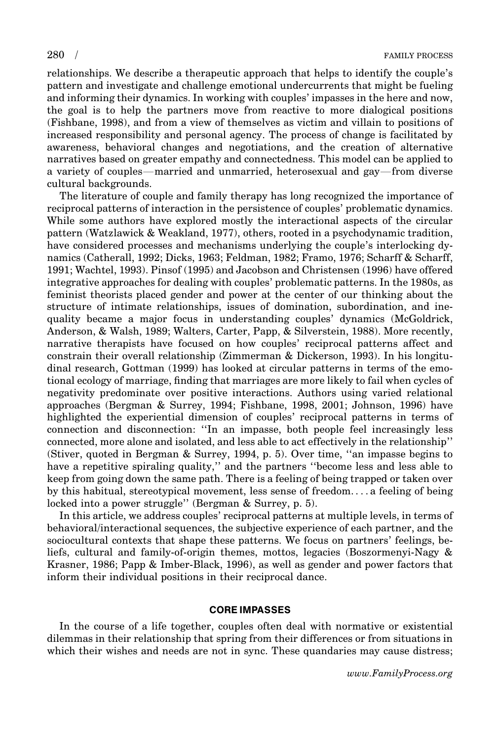relationships. We describe a therapeutic approach that helps to identify the couple's pattern and investigate and challenge emotional undercurrents that might be fueling and informing their dynamics. In working with couples' impasses in the here and now, the goal is to help the partners move from reactive to more dialogical positions (Fishbane, 1998), and from a view of themselves as victim and villain to positions of increased responsibility and personal agency. The process of change is facilitated by awareness, behavioral changes and negotiations, and the creation of alternative narratives based on greater empathy and connectedness. This model can be applied to a variety of couples—married and unmarried, heterosexual and gay—from diverse cultural backgrounds.

The literature of couple and family therapy has long recognized the importance of reciprocal patterns of interaction in the persistence of couples' problematic dynamics. While some authors have explored mostly the interactional aspects of the circular pattern (Watzlawick & Weakland, 1977), others, rooted in a psychodynamic tradition, have considered processes and mechanisms underlying the couple's interlocking dynamics (Catherall, 1992; Dicks, 1963; Feldman, 1982; Framo, 1976; Scharff & Scharff, 1991; Wachtel, 1993). Pinsof (1995) and Jacobson and Christensen (1996) have offered integrative approaches for dealing with couples' problematic patterns. In the 1980s, as feminist theorists placed gender and power at the center of our thinking about the structure of intimate relationships, issues of domination, subordination, and inequality became a major focus in understanding couples' dynamics (McGoldrick, Anderson, & Walsh, 1989; Walters, Carter, Papp, & Silverstein, 1988). More recently, narrative therapists have focused on how couples' reciprocal patterns affect and constrain their overall relationship (Zimmerman & Dickerson, 1993). In his longitudinal research, Gottman (1999) has looked at circular patterns in terms of the emotional ecology of marriage, finding that marriages are more likely to fail when cycles of negativity predominate over positive interactions. Authors using varied relational approaches (Bergman & Surrey, 1994; Fishbane, 1998, 2001; Johnson, 1996) have highlighted the experiential dimension of couples' reciprocal patterns in terms of connection and disconnection: "In an impasse, both people feel increasingly less connected, more alone and isolated, and less able to act effectively in the relationship" (Stiver, quoted in Bergman & Surrey, 1994, p. 5). Over time, "an impasse begins to have a repetitive spiraling quality," and the partners "become less and less able to keep from going down the same path. There is a feeling of being trapped or taken over by this habitual, stereotypical movement, less sense of freedom. . . . a feeling of being locked into a power struggle" (Bergman & Surrey, p. 5).

In this article, we address couples' reciprocal patterns at multiple levels, in terms of behavioral/interactional sequences, the subjective experience of each partner, and the sociocultural contexts that shape these patterns. We focus on partners' feelings, beliefs, cultural and family-of-origin themes, mottos, legacies (Boszormenyi-Nagy & Krasner, 1986; Papp & Imber-Black, 1996), as well as gender and power factors that inform their individual positions in their reciprocal dance.

## CORE IMPASSES

In the course of a life together, couples often deal with normative or existential dilemmas in their relationship that spring from their differences or from situations in which their wishes and needs are not in sync. These quandaries may cause distress;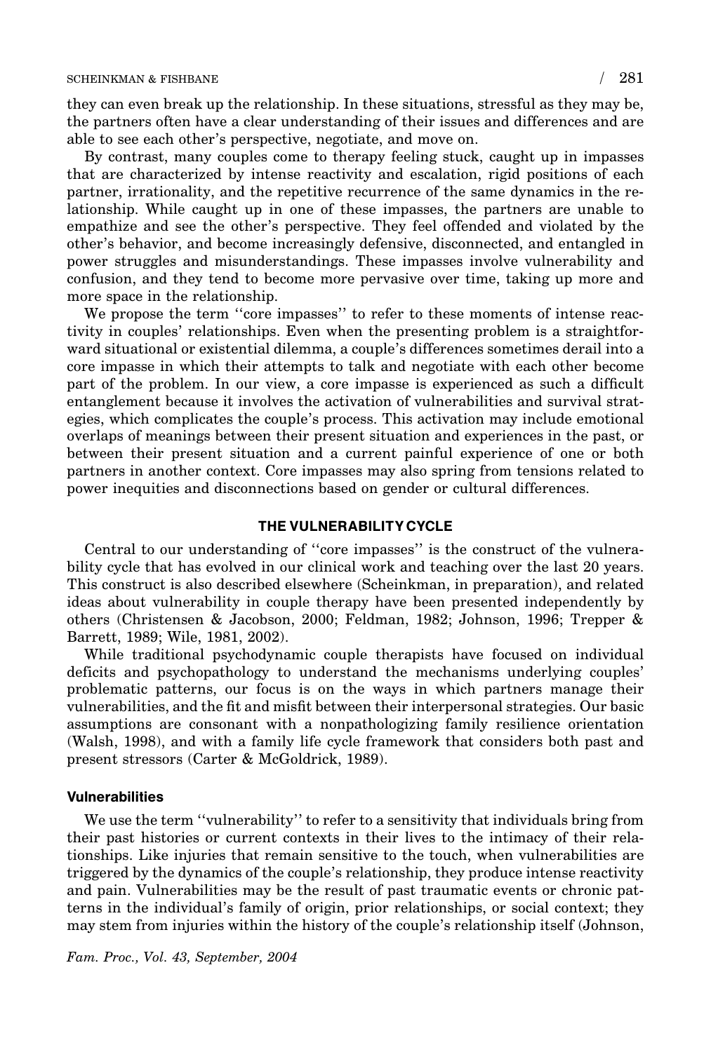they can even break up the relationship. In these situations, stressful as they may be, the partners often have a clear understanding of their issues and differences and are able to see each other's perspective, negotiate, and move on.

By contrast, many couples come to therapy feeling stuck, caught up in impasses that are characterized by intense reactivity and escalation, rigid positions of each partner, irrationality, and the repetitive recurrence of the same dynamics in the relationship. While caught up in one of these impasses, the partners are unable to empathize and see the other's perspective. They feel offended and violated by the other's behavior, and become increasingly defensive, disconnected, and entangled in power struggles and misunderstandings. These impasses involve vulnerability and confusion, and they tend to become more pervasive over time, taking up more and more space in the relationship.

We propose the term ''core impasses'' to refer to these moments of intense reactivity in couples' relationships. Even when the presenting problem is a straightforward situational or existential dilemma, a couple's differences sometimes derail into a core impasse in which their attempts to talk and negotiate with each other become part of the problem. In our view, a core impasse is experienced as such a difficult entanglement because it involves the activation of vulnerabilities and survival strategies, which complicates the couple's process. This activation may include emotional overlaps of meanings between their present situation and experiences in the past, or between their present situation and a current painful experience of one or both partners in another context. Core impasses may also spring from tensions related to power inequities and disconnections based on gender or cultural differences.

## THE VULNERABILITY CYCLE

Central to our understanding of ''core impasses'' is the construct of the vulnerability cycle that has evolved in our clinical work and teaching over the last 20 years. This construct is also described elsewhere (Scheinkman, in preparation), and related ideas about vulnerability in couple therapy have been presented independently by others (Christensen & Jacobson, 2000; Feldman, 1982; Johnson, 1996; Trepper & Barrett, 1989; Wile, 1981, 2002).

While traditional psychodynamic couple therapists have focused on individual deficits and psychopathology to understand the mechanisms underlying couples' problematic patterns, our focus is on the ways in which partners manage their vulnerabilities, and the fit and misfit between their interpersonal strategies. Our basic assumptions are consonant with a nonpathologizing family resilience orientation (Walsh, 1998), and with a family life cycle framework that considers both past and present stressors (Carter & McGoldrick, 1989).

### Vulnerabilities

We use the term ''vulnerability'' to refer to a sensitivity that individuals bring from their past histories or current contexts in their lives to the intimacy of their relationships. Like injuries that remain sensitive to the touch, when vulnerabilities are triggered by the dynamics of the couple's relationship, they produce intense reactivity and pain. Vulnerabilities may be the result of past traumatic events or chronic patterns in the individual's family of origin, prior relationships, or social context; they may stem from injuries within the history of the couple's relationship itself (Johnson,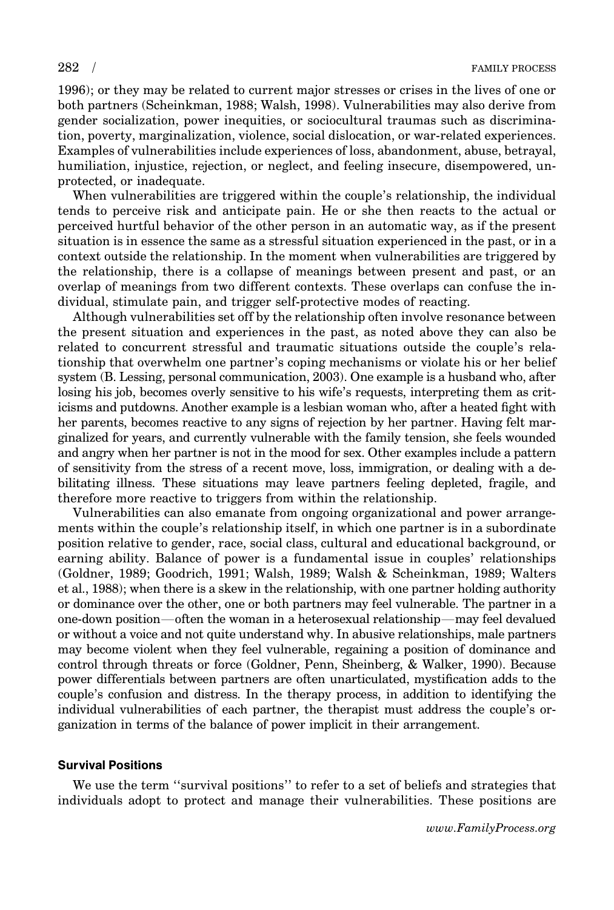1996); or they may be related to current major stresses or crises in the lives of one or both partners (Scheinkman, 1988; Walsh, 1998). Vulnerabilities may also derive from gender socialization, power inequities, or sociocultural traumas such as discrimination, poverty, marginalization, violence, social dislocation, or war-related experiences. Examples of vulnerabilities include experiences of loss, abandonment, abuse, betrayal, humiliation, injustice, rejection, or neglect, and feeling insecure, disempowered, unprotected, or inadequate.

When vulnerabilities are triggered within the couple's relationship, the individual tends to perceive risk and anticipate pain. He or she then reacts to the actual or perceived hurtful behavior of the other person in an automatic way, as if the present situation is in essence the same as a stressful situation experienced in the past, or in a context outside the relationship. In the moment when vulnerabilities are triggered by the relationship, there is a collapse of meanings between present and past, or an overlap of meanings from two different contexts. These overlaps can confuse the individual, stimulate pain, and trigger self-protective modes of reacting.

Although vulnerabilities set off by the relationship often involve resonance between the present situation and experiences in the past, as noted above they can also be related to concurrent stressful and traumatic situations outside the couple's relationship that overwhelm one partner's coping mechanisms or violate his or her belief system (B. Lessing, personal communication, 2003). One example is a husband who, after losing his job, becomes overly sensitive to his wife's requests, interpreting them as criticisms and putdowns. Another example is a lesbian woman who, after a heated fight with her parents, becomes reactive to any signs of rejection by her partner. Having felt marginalized for years, and currently vulnerable with the family tension, she feels wounded and angry when her partner is not in the mood for sex. Other examples include a pattern of sensitivity from the stress of a recent move, loss, immigration, or dealing with a debilitating illness. These situations may leave partners feeling depleted, fragile, and therefore more reactive to triggers from within the relationship.

Vulnerabilities can also emanate from ongoing organizational and power arrangements within the couple's relationship itself, in which one partner is in a subordinate position relative to gender, race, social class, cultural and educational background, or earning ability. Balance of power is a fundamental issue in couples' relationships (Goldner, 1989; Goodrich, 1991; Walsh, 1989; Walsh & Scheinkman, 1989; Walters et al., 1988); when there is a skew in the relationship, with one partner holding authority or dominance over the other, one or both partners may feel vulnerable. The partner in a one-down position—often the woman in a heterosexual relationship—may feel devalued or without a voice and not quite understand why. In abusive relationships, male partners may become violent when they feel vulnerable, regaining a position of dominance and control through threats or force (Goldner, Penn, Sheinberg, & Walker, 1990). Because power differentials between partners are often unarticulated, mystification adds to the couple's confusion and distress. In the therapy process, in addition to identifying the individual vulnerabilities of each partner, the therapist must address the couple's organization in terms of the balance of power implicit in their arrangement.

## Survival Positions

We use the term ''survival positions'' to refer to a set of beliefs and strategies that individuals adopt to protect and manage their vulnerabilities. These positions are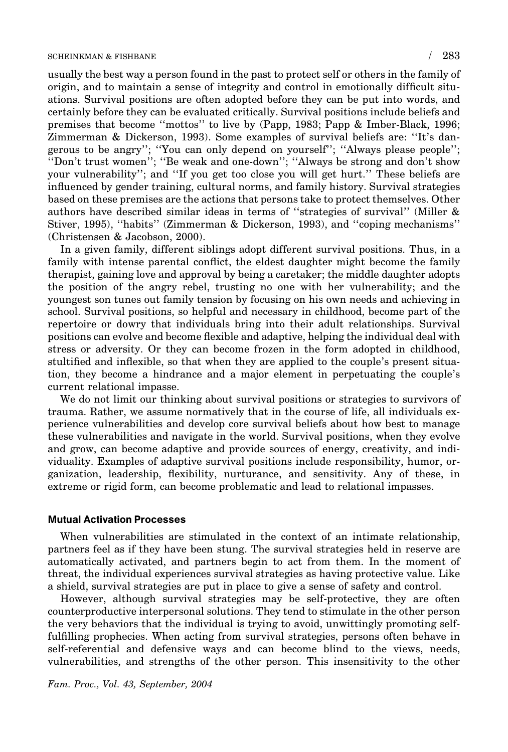usually the best way a person found in the past to protect self or others in the family of origin, and to maintain a sense of integrity and control in emotionally difficult situations. Survival positions are often adopted before they can be put into words, and certainly before they can be evaluated critically. Survival positions include beliefs and premises that become ''mottos'' to live by (Papp, 1983; Papp & Imber-Black, 1996; Zimmerman & Dickerson, 1993). Some examples of survival beliefs are: ''It's dangerous to be angry''; ''You can only depend on yourself''; ''Always please people''; ''Don't trust women''; ''Be weak and one-down''; ''Always be strong and don't show your vulnerability''; and ''If you get too close you will get hurt.'' These beliefs are influenced by gender training, cultural norms, and family history. Survival strategies based on these premises are the actions that persons take to protect themselves. Other authors have described similar ideas in terms of ''strategies of survival'' (Miller & Stiver, 1995), ''habits'' (Zimmerman & Dickerson, 1993), and ''coping mechanisms'' (Christensen & Jacobson, 2000).

In a given family, different siblings adopt different survival positions. Thus, in a family with intense parental conflict, the eldest daughter might become the family therapist, gaining love and approval by being a caretaker; the middle daughter adopts the position of the angry rebel, trusting no one with her vulnerability; and the youngest son tunes out family tension by focusing on his own needs and achieving in school. Survival positions, so helpful and necessary in childhood, become part of the repertoire or dowry that individuals bring into their adult relationships. Survival positions can evolve and become flexible and adaptive, helping the individual deal with stress or adversity. Or they can become frozen in the form adopted in childhood, stultified and inflexible, so that when they are applied to the couple's present situation, they become a hindrance and a major element in perpetuating the couple's current relational impasse.

We do not limit our thinking about survival positions or strategies to survivors of trauma. Rather, we assume normatively that in the course of life, all individuals experience vulnerabilities and develop core survival beliefs about how best to manage these vulnerabilities and navigate in the world. Survival positions, when they evolve and grow, can become adaptive and provide sources of energy, creativity, and individuality. Examples of adaptive survival positions include responsibility, humor, organization, leadership, flexibility, nurturance, and sensitivity. Any of these, in extreme or rigid form, can become problematic and lead to relational impasses.

### Mutual Activation Processes

When vulnerabilities are stimulated in the context of an intimate relationship, partners feel as if they have been stung. The survival strategies held in reserve are automatically activated, and partners begin to act from them. In the moment of threat, the individual experiences survival strategies as having protective value. Like a shield, survival strategies are put in place to give a sense of safety and control.

However, although survival strategies may be self-protective, they are often counterproductive interpersonal solutions. They tend to stimulate in the other person the very behaviors that the individual is trying to avoid, unwittingly promoting self-fulfilling prophecies. When acting from survival strategies, persons often behave in self-referential and defensive ways and can become blind to the views, needs, vulnerabilities, and strengths of the other person. This insensitivity to the other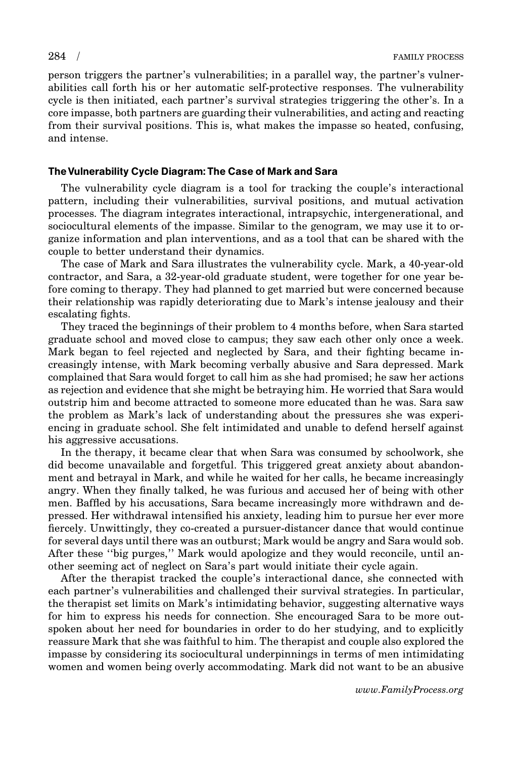person triggers the partner's vulnerabilities; in a parallel way, the partner's vulnerabilities call forth his or her automatic self-protective responses. The vulnerability cycle is then initiated, each partner's survival strategies triggering the other's. In a core impasse, both partners are guarding their vulnerabilities, and acting and reacting from their survival positions. This is, what makes the impasse so heated, confusing, and intense.

### The Vulnerability Cycle Diagram: The Case of Mark and Sara

The vulnerability cycle diagram is a tool for tracking the couple's interactional pattern, including their vulnerabilities, survival positions, and mutual activation processes. The diagram integrates interactional, intrapsychic, intergenerational, and sociocultural elements of the impasse. Similar to the genogram, we may use it to organize information and plan interventions, and as a tool that can be shared with the couple to better understand their dynamics.

The case of Mark and Sara illustrates the vulnerability cycle. Mark, a 40-year-old contractor, and Sara, a 32-year-old graduate student, were together for one year before coming to therapy. They had planned to get married but were concerned because their relationship was rapidly deteriorating due to Mark's intense jealousy and their escalating fights.

They traced the beginnings of their problem to 4 months before, when Sara started graduate school and moved close to campus; they saw each other only once a week. Mark began to feel rejected and neglected by Sara, and their fighting became increasingly intense, with Mark becoming verbally abusive and Sara depressed. Mark complained that Sara would forget to call him as she had promised; he saw her actions as rejection and evidence that she might be betraying him. He worried that Sara would outstrip him and become attracted to someone more educated than he was. Sara saw the problem as Mark's lack of understanding about the pressures she was experiencing in graduate school. She felt intimidated and unable to defend herself against his aggressive accusations.

In the therapy, it became clear that when Sara was consumed by schoolwork, she did become unavailable and forgetful. This triggered great anxiety about abandonment and betrayal in Mark, and while he waited for her calls, he became increasingly angry. When they finally talked, he was furious and accused her of being with other men. Baffled by his accusations, Sara became increasingly more withdrawn and depressed. Her withdrawal intensified his anxiety, leading him to pursue her ever more fiercely. Unwittingly, they co-created a pursuer-distancer dance that would continue for several days until there was an outburst; Mark would be angry and Sara would sob. After these ''big purges,'' Mark would apologize and they would reconcile, until another seeming act of neglect on Sara's part would initiate their cycle again.

After the therapist tracked the couple's interactional dance, she connected with each partner's vulnerabilities and challenged their survival strategies. In particular, the therapist set limits on Mark's intimidating behavior, suggesting alternative ways for him to express his needs for connection. She encouraged Sara to be more outspoken about her need for boundaries in order to do her studying, and to explicitly reassure Mark that she was faithful to him. The therapist and couple also explored the impasse by considering its sociocultural underpinnings in terms of men intimidating women and women being overly accommodating. Mark did not want to be an abusive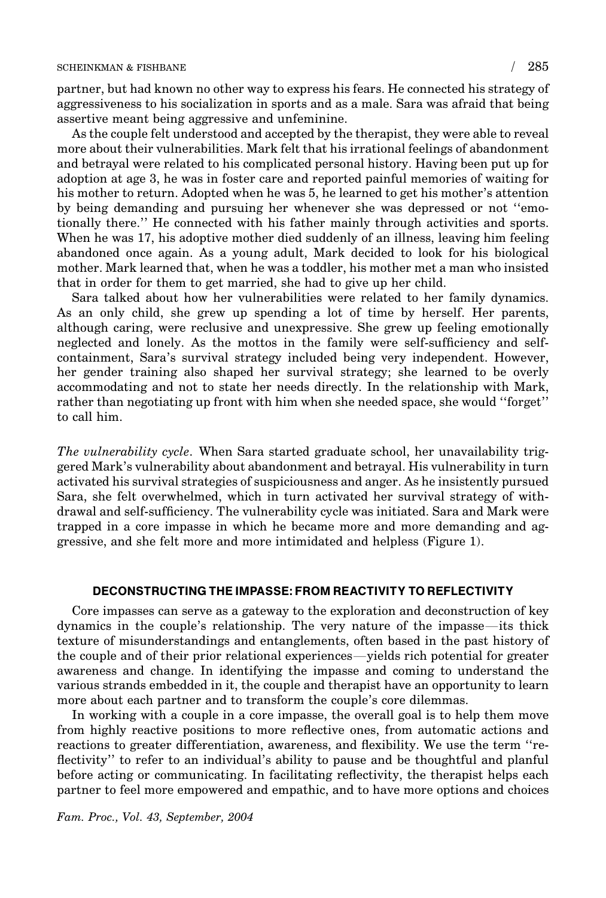partner, but had known no other way to express his fears. He connected his strategy of aggressiveness to his socialization in sports and as a male. Sara was afraid that being assertive meant being aggressive and unfeminine.

As the couple felt understood and accepted by the therapist, they were able to reveal more about their vulnerabilities. Mark felt that his irrational feelings of abandonment and betrayal were related to his complicated personal history. Having been put up for adoption at age 3, he was in foster care and reported painful memories of waiting for his mother to return. Adopted when he was 5, he learned to get his mother's attention by being demanding and pursuing her whenever she was depressed or not ''emotionally there.'' He connected with his father mainly through activities and sports. When he was 17, his adoptive mother died suddenly of an illness, leaving him feeling abandoned once again. As a young adult, Mark decided to look for his biological mother. Mark learned that, when he was a toddler, his mother met a man who insisted that in order for them to get married, she had to give up her child.

Sara talked about how her vulnerabilities were related to her family dynamics. As an only child, she grew up spending a lot of time by herself. Her parents, although caring, were reclusive and unexpressive. She grew up feeling emotionally neglected and lonely. As the mottos in the family were self-sufficiency and self-containment, Sara's survival strategy included being very independent. However, her gender training also shaped her survival strategy; she learned to be overly accommodating and not to state her needs directly. In the relationship with Mark, rather than negotiating up front with him when she needed space, she would ''forget'' to call him.

*The vulnerability cycle*. When Sara started graduate school, her unavailability triggered Mark's vulnerability about abandonment and betrayal. His vulnerability in turn activated his survival strategies of suspiciousness and anger. As he insistently pursued Sara, she felt overwhelmed, which in turn activated her survival strategy of withdrawal and self-sufficiency. The vulnerability cycle was initiated. Sara and Mark were trapped in a core impasse in which he became more and more demanding and aggressive, and she felt more and more intimidated and helpless (Figure 1).

## DECONSTRUCTING THE IMPASSE: FROM REACTIVITY TO REFLECTIVITY

Core impasses can serve as a gateway to the exploration and deconstruction of key dynamics in the couple's relationship. The very nature of the impasse—its thick texture of misunderstandings and entanglements, often based in the past history of the couple and of their prior relational experiences—yields rich potential for greater awareness and change. In identifying the impasse and coming to understand the various strands embedded in it, the couple and therapist have an opportunity to learn more about each partner and to transform the couple's core dilemmas.

In working with a couple in a core impasse, the overall goal is to help them move from highly reactive positions to more reflective ones, from automatic actions and reactions to greater differentiation, awareness, and flexibility. We use the term ''reflectivity'' to refer to an individual's ability to pause and be thoughtful and planful before acting or communicating. In facilitating reflectivity, the therapist helps each partner to feel more empowered and empathic, and to have more options and choices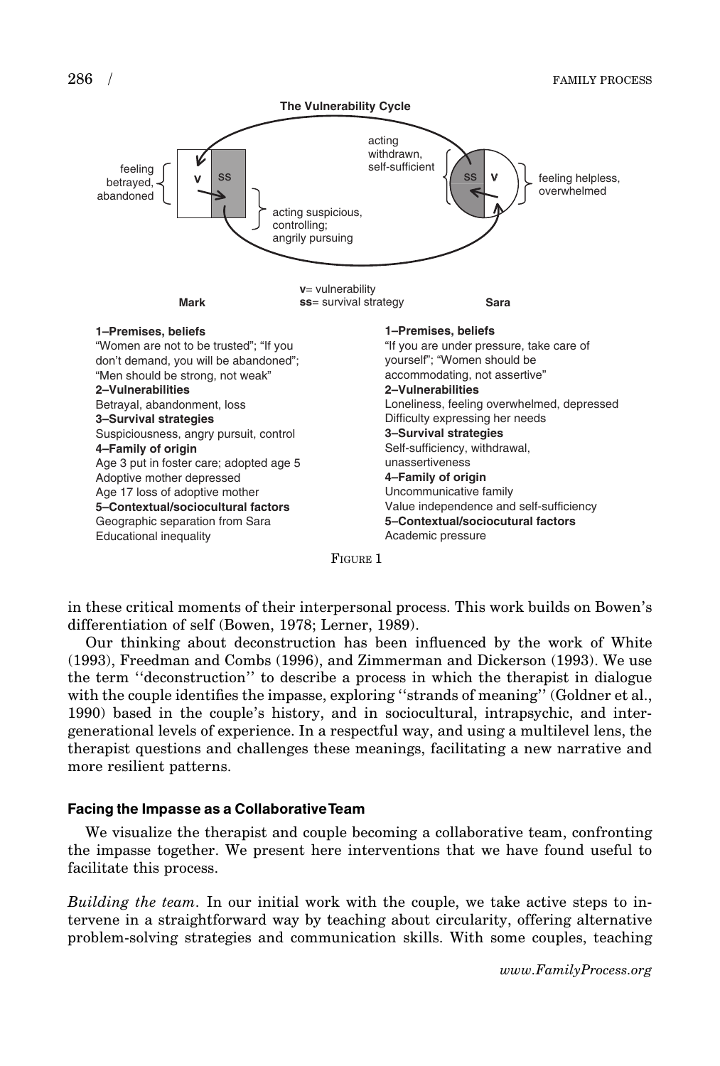**The Vulnerability Cycle**

| Mark | Sara |
|---|---|
| **1–Premises, beliefs** | **1–Premises, beliefs** |
| "Women are not to be trusted"; "If you don't demand, you will be abandoned"; "Men should be strong, not weak" | "If you are under pressure, take care of yourself"; "Women should be accommodating, not assertive" |
| **2–Vulnerabilities** | **2–Vulnerabilities** |
| Betrayal, abandonment, loss | Loneliness, feeling overwhelmed, depressed; Difficulty expressing her needs |
| **3–Survival strategies** | **3–Survival strategies** |
| Suspiciousness, angry pursuit, control | Self-sufficiency, withdrawal, unassertiveness |
| **4–Family of origin** | **4–Family of origin** |
| Age 3 put in foster care; adopted age 5; Adoptive mother depressed; Age 17 loss of adoptive mother | Uncommunicative family; Value independence and self-sufficiency |
| **5–Contextual/sociocultural factors** | **5–Contextual/sociocutural factors** |
| Geographic separation from Sara; Educational inequality | Academic pressure |

Mark: feeling betrayed, abandoned (v); acting suspicious, controlling; angrily pursuing (ss)

Sara: acting withdrawn, self-sufficient (ss); feeling helpless, overwhelmed (v)

**v**= vulnerability
**ss**= survival strategy

FIGURE 1

in these critical moments of their interpersonal process. This work builds on Bowen's differentiation of self (Bowen, 1978; Lerner, 1989).

Our thinking about deconstruction has been influenced by the work of White (1993), Freedman and Combs (1996), and Zimmerman and Dickerson (1993). We use the term ''deconstruction'' to describe a process in which the therapist in dialogue with the couple identifies the impasse, exploring ''strands of meaning'' (Goldner et al., 1990) based in the couple's history, and in sociocultural, intrapsychic, and intergenerational levels of experience. In a respectful way, and using a multilevel lens, the therapist questions and challenges these meanings, facilitating a new narrative and more resilient patterns.

### Facing the Impasse as a Collaborative Team

We visualize the therapist and couple becoming a collaborative team, confronting the impasse together. We present here interventions that we have found useful to facilitate this process.

*Building the team*. In our initial work with the couple, we take active steps to intervene in a straightforward way by teaching about circularity, offering alternative problem-solving strategies and communication skills. With some couples, teaching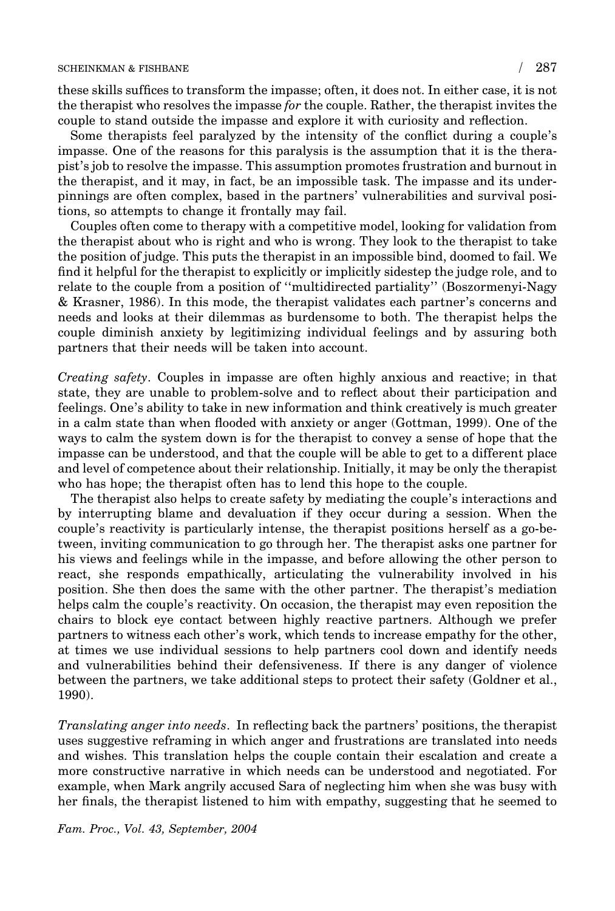these skills suffices to transform the impasse; often, it does not. In either case, it is not the therapist who resolves the impasse *for* the couple. Rather, the therapist invites the couple to stand outside the impasse and explore it with curiosity and reflection.

Some therapists feel paralyzed by the intensity of the conflict during a couple's impasse. One of the reasons for this paralysis is the assumption that it is the therapist's job to resolve the impasse. This assumption promotes frustration and burnout in the therapist, and it may, in fact, be an impossible task. The impasse and its underpinnings are often complex, based in the partners' vulnerabilities and survival positions, so attempts to change it frontally may fail.

Couples often come to therapy with a competitive model, looking for validation from the therapist about who is right and who is wrong. They look to the therapist to take the position of judge. This puts the therapist in an impossible bind, doomed to fail. We find it helpful for the therapist to explicitly or implicitly sidestep the judge role, and to relate to the couple from a position of ''multidirected partiality'' (Boszormenyi-Nagy & Krasner, 1986). In this mode, the therapist validates each partner's concerns and needs and looks at their dilemmas as burdensome to both. The therapist helps the couple diminish anxiety by legitimizing individual feelings and by assuring both partners that their needs will be taken into account.

*Creating safety*. Couples in impasse are often highly anxious and reactive; in that state, they are unable to problem-solve and to reflect about their participation and feelings. One's ability to take in new information and think creatively is much greater in a calm state than when flooded with anxiety or anger (Gottman, 1999). One of the ways to calm the system down is for the therapist to convey a sense of hope that the impasse can be understood, and that the couple will be able to get to a different place and level of competence about their relationship. Initially, it may be only the therapist who has hope; the therapist often has to lend this hope to the couple.

The therapist also helps to create safety by mediating the couple's interactions and by interrupting blame and devaluation if they occur during a session. When the couple's reactivity is particularly intense, the therapist positions herself as a go-between, inviting communication to go through her. The therapist asks one partner for his views and feelings while in the impasse, and before allowing the other person to react, she responds empathically, articulating the vulnerability involved in his position. She then does the same with the other partner. The therapist's mediation helps calm the couple's reactivity. On occasion, the therapist may even reposition the chairs to block eye contact between highly reactive partners. Although we prefer partners to witness each other's work, which tends to increase empathy for the other, at times we use individual sessions to help partners cool down and identify needs and vulnerabilities behind their defensiveness. If there is any danger of violence between the partners, we take additional steps to protect their safety (Goldner et al., 1990).

*Translating anger into needs*. In reflecting back the partners' positions, the therapist uses suggestive reframing in which anger and frustrations are translated into needs and wishes. This translation helps the couple contain their escalation and create a more constructive narrative in which needs can be understood and negotiated. For example, when Mark angrily accused Sara of neglecting him when she was busy with her finals, the therapist listened to him with empathy, suggesting that he seemed to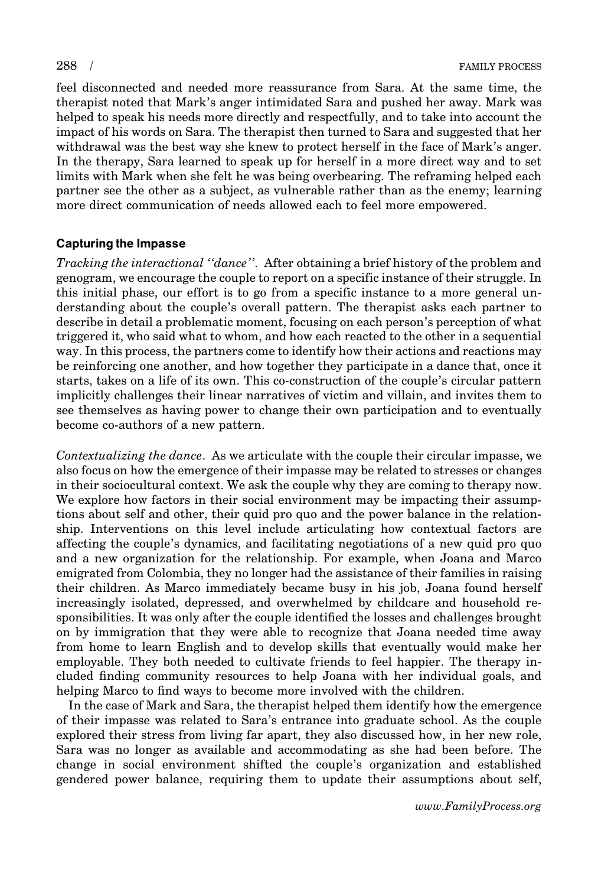feel disconnected and needed more reassurance from Sara. At the same time, the therapist noted that Mark's anger intimidated Sara and pushed her away. Mark was helped to speak his needs more directly and respectfully, and to take into account the impact of his words on Sara. The therapist then turned to Sara and suggested that her withdrawal was the best way she knew to protect herself in the face of Mark's anger. In the therapy, Sara learned to speak up for herself in a more direct way and to set limits with Mark when she felt he was being overbearing. The reframing helped each partner see the other as a subject, as vulnerable rather than as the enemy; learning more direct communication of needs allowed each to feel more empowered.

### Capturing the Impasse

*Tracking the interactional ''dance''*. After obtaining a brief history of the problem and genogram, we encourage the couple to report on a specific instance of their struggle. In this initial phase, our effort is to go from a specific instance to a more general understanding about the couple's overall pattern. The therapist asks each partner to describe in detail a problematic moment, focusing on each person's perception of what triggered it, who said what to whom, and how each reacted to the other in a sequential way. In this process, the partners come to identify how their actions and reactions may be reinforcing one another, and how together they participate in a dance that, once it starts, takes on a life of its own. This co-construction of the couple's circular pattern implicitly challenges their linear narratives of victim and villain, and invites them to see themselves as having power to change their own participation and to eventually become co-authors of a new pattern.

*Contextualizing the dance*. As we articulate with the couple their circular impasse, we also focus on how the emergence of their impasse may be related to stresses or changes in their sociocultural context. We ask the couple why they are coming to therapy now. We explore how factors in their social environment may be impacting their assumptions about self and other, their quid pro quo and the power balance in the relationship. Interventions on this level include articulating how contextual factors are affecting the couple's dynamics, and facilitating negotiations of a new quid pro quo and a new organization for the relationship. For example, when Joana and Marco emigrated from Colombia, they no longer had the assistance of their families in raising their children. As Marco immediately became busy in his job, Joana found herself increasingly isolated, depressed, and overwhelmed by childcare and household responsibilities. It was only after the couple identified the losses and challenges brought on by immigration that they were able to recognize that Joana needed time away from home to learn English and to develop skills that eventually would make her employable. They both needed to cultivate friends to feel happier. The therapy included finding community resources to help Joana with her individual goals, and helping Marco to find ways to become more involved with the children.

In the case of Mark and Sara, the therapist helped them identify how the emergence of their impasse was related to Sara's entrance into graduate school. As the couple explored their stress from living far apart, they also discussed how, in her new role, Sara was no longer as available and accommodating as she had been before. The change in social environment shifted the couple's organization and established gendered power balance, requiring them to update their assumptions about self,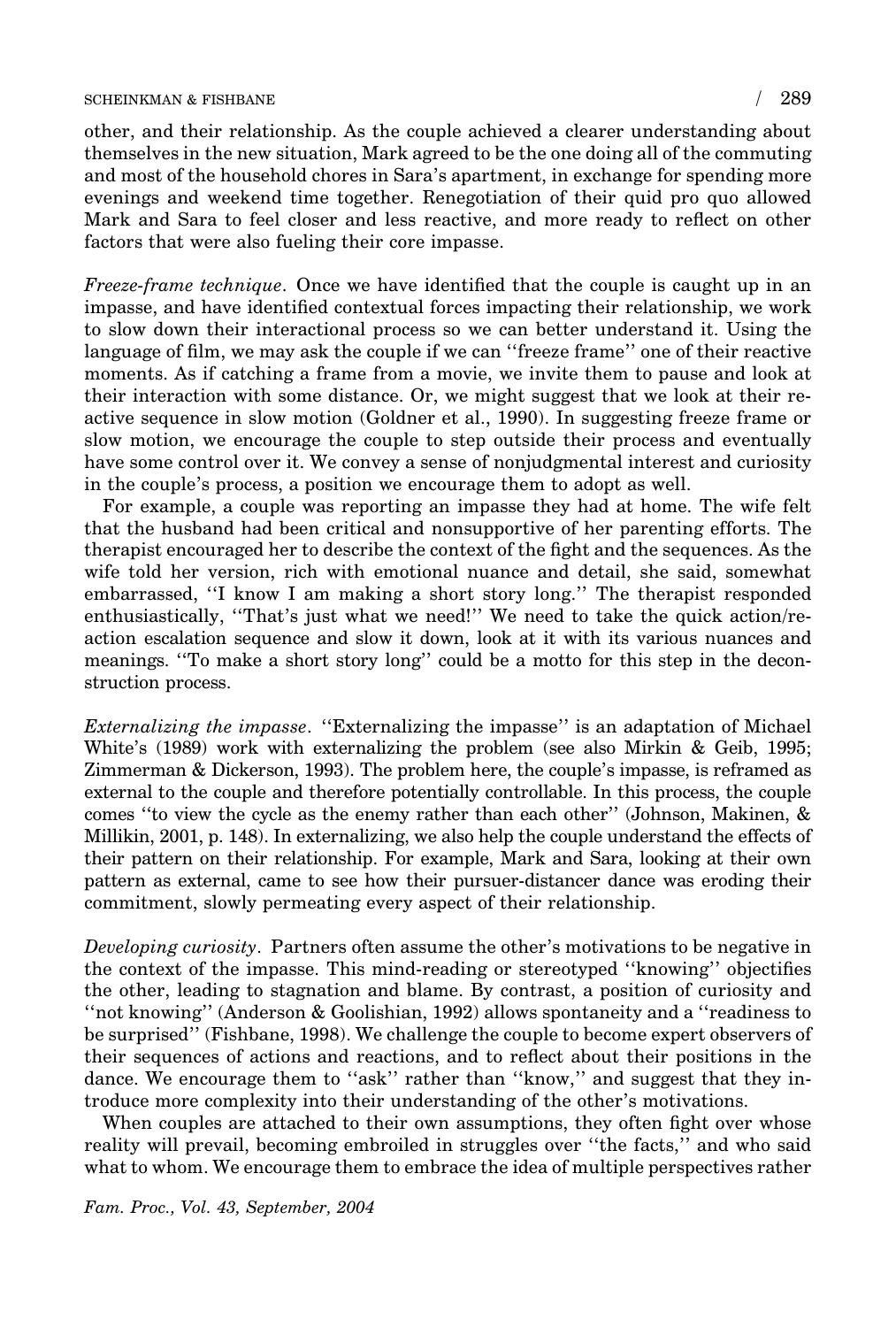other, and their relationship. As the couple achieved a clearer understanding about themselves in the new situation, Mark agreed to be the one doing all of the commuting and most of the household chores in Sara's apartment, in exchange for spending more evenings and weekend time together. Renegotiation of their quid pro quo allowed Mark and Sara to feel closer and less reactive, and more ready to reflect on other factors that were also fueling their core impasse.

*Freeze-frame technique*. Once we have identified that the couple is caught up in an impasse, and have identified contextual forces impacting their relationship, we work to slow down their interactional process so we can better understand it. Using the language of film, we may ask the couple if we can ''freeze frame'' one of their reactive moments. As if catching a frame from a movie, we invite them to pause and look at their interaction with some distance. Or, we might suggest that we look at their reactive sequence in slow motion (Goldner et al., 1990). In suggesting freeze frame or slow motion, we encourage the couple to step outside their process and eventually have some control over it. We convey a sense of nonjudgmental interest and curiosity in the couple's process, a position we encourage them to adopt as well.

For example, a couple was reporting an impasse they had at home. The wife felt that the husband had been critical and nonsupportive of her parenting efforts. The therapist encouraged her to describe the context of the fight and the sequences. As the wife told her version, rich with emotional nuance and detail, she said, somewhat embarrassed, ''I know I am making a short story long.'' The therapist responded enthusiastically, ''That's just what we need!'' We need to take the quick action/reaction escalation sequence and slow it down, look at it with its various nuances and meanings. ''To make a short story long'' could be a motto for this step in the deconstruction process.

*Externalizing the impasse*. ''Externalizing the impasse'' is an adaptation of Michael White's (1989) work with externalizing the problem (see also Mirkin & Geib, 1995; Zimmerman & Dickerson, 1993). The problem here, the couple's impasse, is reframed as external to the couple and therefore potentially controllable. In this process, the couple comes ''to view the cycle as the enemy rather than each other'' (Johnson, Makinen, & Millikin, 2001, p. 148). In externalizing, we also help the couple understand the effects of their pattern on their relationship. For example, Mark and Sara, looking at their own pattern as external, came to see how their pursuer-distancer dance was eroding their commitment, slowly permeating every aspect of their relationship.

*Developing curiosity*. Partners often assume the other's motivations to be negative in the context of the impasse. This mind-reading or stereotyped ''knowing'' objectifies the other, leading to stagnation and blame. By contrast, a position of curiosity and ''not knowing'' (Anderson & Goolishian, 1992) allows spontaneity and a ''readiness to be surprised'' (Fishbane, 1998). We challenge the couple to become expert observers of their sequences of actions and reactions, and to reflect about their positions in the dance. We encourage them to ''ask'' rather than ''know,'' and suggest that they introduce more complexity into their understanding of the other's motivations.

When couples are attached to their own assumptions, they often fight over whose reality will prevail, becoming embroiled in struggles over ''the facts,'' and who said what to whom. We encourage them to embrace the idea of multiple perspectives rather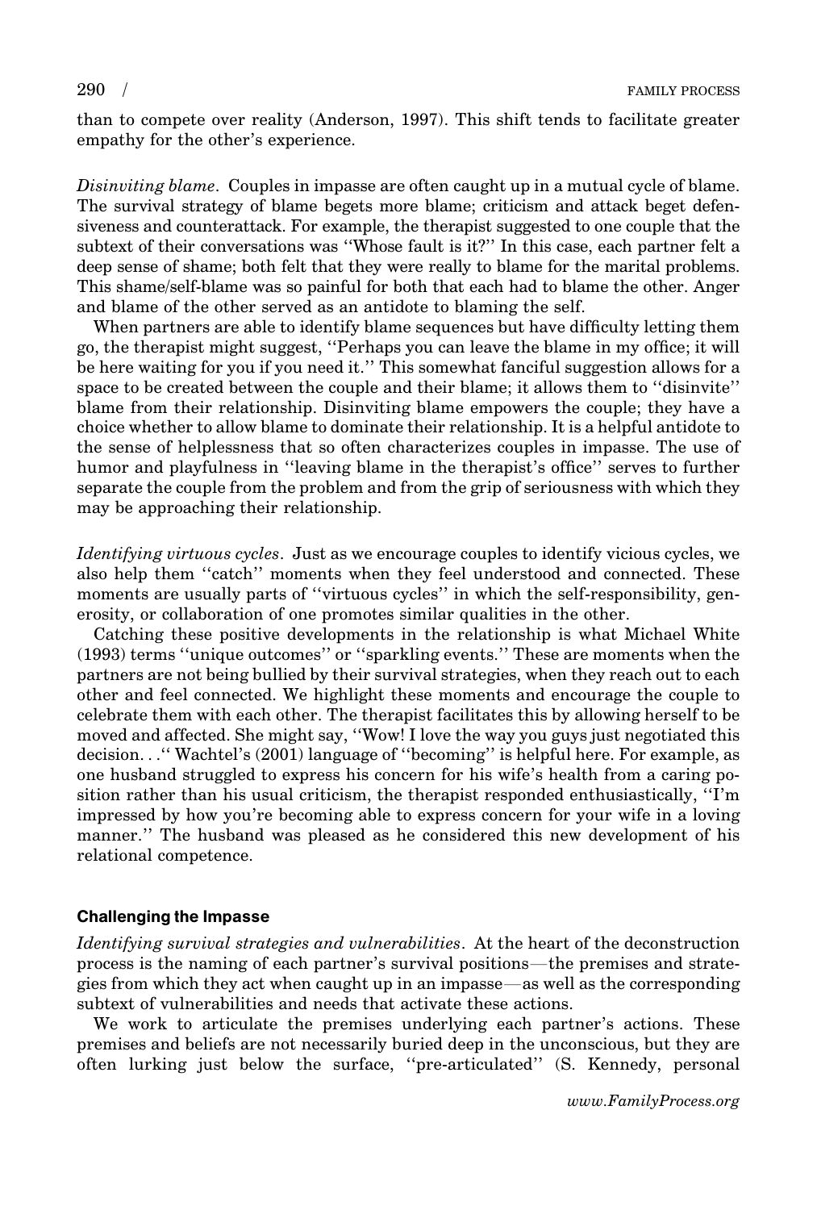than to compete over reality (Anderson, 1997). This shift tends to facilitate greater empathy for the other's experience.

*Disinviting blame*. Couples in impasse are often caught up in a mutual cycle of blame. The survival strategy of blame begets more blame; criticism and attack beget defensiveness and counterattack. For example, the therapist suggested to one couple that the subtext of their conversations was ''Whose fault is it?'' In this case, each partner felt a deep sense of shame; both felt that they were really to blame for the marital problems. This shame/self-blame was so painful for both that each had to blame the other. Anger and blame of the other served as an antidote to blaming the self.

When partners are able to identify blame sequences but have difficulty letting them go, the therapist might suggest, ''Perhaps you can leave the blame in my office; it will be here waiting for you if you need it.'' This somewhat fanciful suggestion allows for a space to be created between the couple and their blame; it allows them to ''disinvite'' blame from their relationship. Disinviting blame empowers the couple; they have a choice whether to allow blame to dominate their relationship. It is a helpful antidote to the sense of helplessness that so often characterizes couples in impasse. The use of humor and playfulness in ''leaving blame in the therapist's office'' serves to further separate the couple from the problem and from the grip of seriousness with which they may be approaching their relationship.

*Identifying virtuous cycles*. Just as we encourage couples to identify vicious cycles, we also help them ''catch'' moments when they feel understood and connected. These moments are usually parts of ''virtuous cycles'' in which the self-responsibility, generosity, or collaboration of one promotes similar qualities in the other.

Catching these positive developments in the relationship is what Michael White (1993) terms ''unique outcomes'' or ''sparkling events.'' These are moments when the partners are not being bullied by their survival strategies, when they reach out to each other and feel connected. We highlight these moments and encourage the couple to celebrate them with each other. The therapist facilitates this by allowing herself to be moved and affected. She might say, ''Wow! I love the way you guys just negotiated this decision. . .'' Wachtel's (2001) language of ''becoming'' is helpful here. For example, as one husband struggled to express his concern for his wife's health from a caring position rather than his usual criticism, the therapist responded enthusiastically, ''I'm impressed by how you're becoming able to express concern for your wife in a loving manner.'' The husband was pleased as he considered this new development of his relational competence.

### Challenging the Impasse

*Identifying survival strategies and vulnerabilities*. At the heart of the deconstruction process is the naming of each partner's survival positions—the premises and strategies from which they act when caught up in an impasse—as well as the corresponding subtext of vulnerabilities and needs that activate these actions.

We work to articulate the premises underlying each partner's actions. These premises and beliefs are not necessarily buried deep in the unconscious, but they are often lurking just below the surface, ''pre-articulated'' (S. Kennedy, personal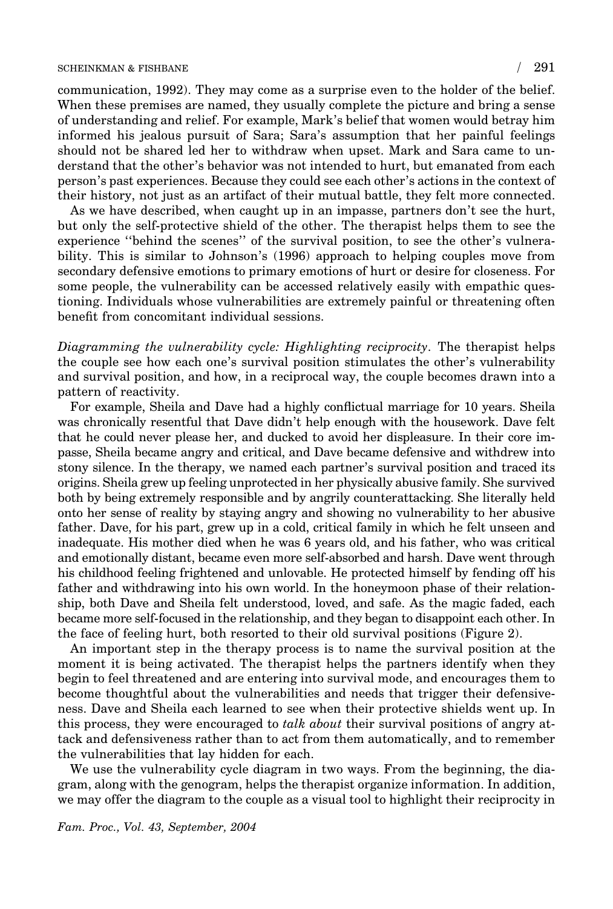communication, 1992). They may come as a surprise even to the holder of the belief. When these premises are named, they usually complete the picture and bring a sense of understanding and relief. For example, Mark's belief that women would betray him informed his jealous pursuit of Sara; Sara's assumption that her painful feelings should not be shared led her to withdraw when upset. Mark and Sara came to understand that the other's behavior was not intended to hurt, but emanated from each person's past experiences. Because they could see each other's actions in the context of their history, not just as an artifact of their mutual battle, they felt more connected.

As we have described, when caught up in an impasse, partners don't see the hurt, but only the self-protective shield of the other. The therapist helps them to see the experience ''behind the scenes'' of the survival position, to see the other's vulnerability. This is similar to Johnson's (1996) approach to helping couples move from secondary defensive emotions to primary emotions of hurt or desire for closeness. For some people, the vulnerability can be accessed relatively easily with empathic questioning. Individuals whose vulnerabilities are extremely painful or threatening often benefit from concomitant individual sessions.

*Diagramming the vulnerability cycle: Highlighting reciprocity*. The therapist helps the couple see how each one's survival position stimulates the other's vulnerability and survival position, and how, in a reciprocal way, the couple becomes drawn into a pattern of reactivity.

For example, Sheila and Dave had a highly conflictual marriage for 10 years. Sheila was chronically resentful that Dave didn't help enough with the housework. Dave felt that he could never please her, and ducked to avoid her displeasure. In their core impasse, Sheila became angry and critical, and Dave became defensive and withdrew into stony silence. In the therapy, we named each partner's survival position and traced its origins. Sheila grew up feeling unprotected in her physically abusive family. She survived both by being extremely responsible and by angrily counterattacking. She literally held onto her sense of reality by staying angry and showing no vulnerability to her abusive father. Dave, for his part, grew up in a cold, critical family in which he felt unseen and inadequate. His mother died when he was 6 years old, and his father, who was critical and emotionally distant, became even more self-absorbed and harsh. Dave went through his childhood feeling frightened and unlovable. He protected himself by fending off his father and withdrawing into his own world. In the honeymoon phase of their relationship, both Dave and Sheila felt understood, loved, and safe. As the magic faded, each became more self-focused in the relationship, and they began to disappoint each other. In the face of feeling hurt, both resorted to their old survival positions (Figure 2).

An important step in the therapy process is to name the survival position at the moment it is being activated. The therapist helps the partners identify when they begin to feel threatened and are entering into survival mode, and encourages them to become thoughtful about the vulnerabilities and needs that trigger their defensiveness. Dave and Sheila each learned to see when their protective shields went up. In this process, they were encouraged to *talk about* their survival positions of angry attack and defensiveness rather than to act from them automatically, and to remember the vulnerabilities that lay hidden for each.

We use the vulnerability cycle diagram in two ways. From the beginning, the diagram, along with the genogram, helps the therapist organize information. In addition, we may offer the diagram to the couple as a visual tool to highlight their reciprocity in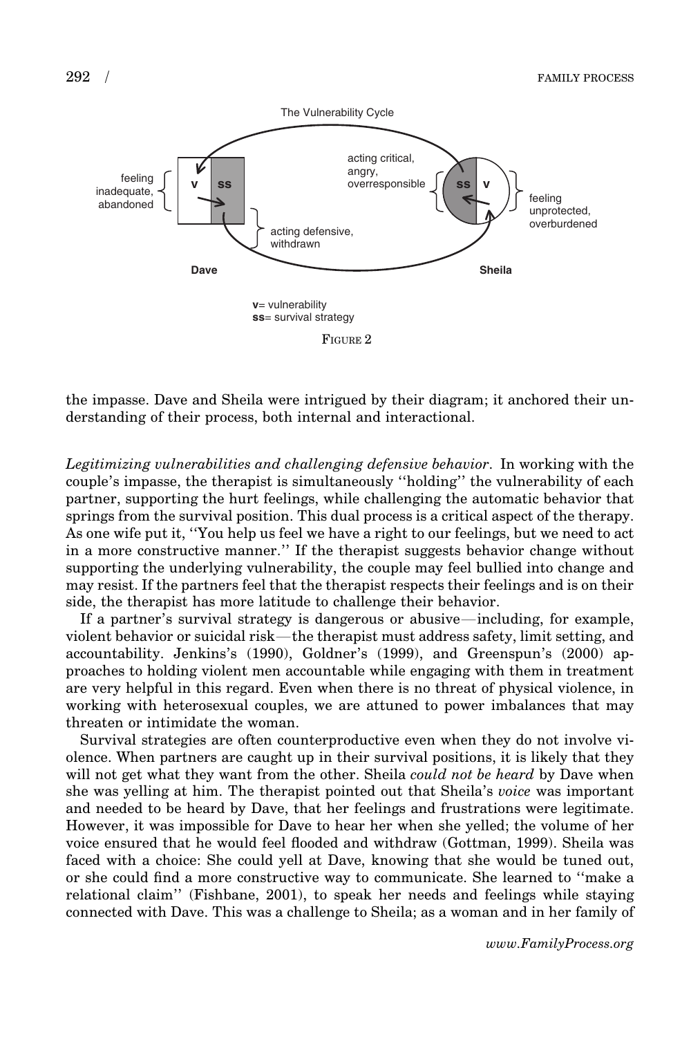The Vulnerability Cycle

feeling inadequate, abandoned — **v** | **ss** — acting defensive, withdrawn — **Dave**

acting critical, angry, overresponsible — **ss** | **v** — feeling unprotected, overburdened — **Sheila**

**v**= vulnerability
**ss**= survival strategy

FIGURE 2

the impasse. Dave and Sheila were intrigued by their diagram; it anchored their understanding of their process, both internal and interactional.

*Legitimizing vulnerabilities and challenging defensive behavior.* In working with the couple's impasse, the therapist is simultaneously ''holding'' the vulnerability of each partner, supporting the hurt feelings, while challenging the automatic behavior that springs from the survival position. This dual process is a critical aspect of the therapy. As one wife put it, ''You help us feel we have a right to our feelings, but we need to act in a more constructive manner.'' If the therapist suggests behavior change without supporting the underlying vulnerability, the couple may feel bullied into change and may resist. If the partners feel that the therapist respects their feelings and is on their side, the therapist has more latitude to challenge their behavior.

If a partner's survival strategy is dangerous or abusive—including, for example, violent behavior or suicidal risk—the therapist must address safety, limit setting, and accountability. Jenkins's (1990), Goldner's (1999), and Greenspun's (2000) approaches to holding violent men accountable while engaging with them in treatment are very helpful in this regard. Even when there is no threat of physical violence, in working with heterosexual couples, we are attuned to power imbalances that may threaten or intimidate the woman.

Survival strategies are often counterproductive even when they do not involve violence. When partners are caught up in their survival positions, it is likely that they will not get what they want from the other. Sheila *could not be heard* by Dave when she was yelling at him. The therapist pointed out that Sheila's *voice* was important and needed to be heard by Dave, that her feelings and frustrations were legitimate. However, it was impossible for Dave to hear her when she yelled; the volume of her voice ensured that he would feel flooded and withdraw (Gottman, 1999). Sheila was faced with a choice: She could yell at Dave, knowing that she would be tuned out, or she could find a more constructive way to communicate. She learned to ''make a relational claim'' (Fishbane, 2001), to speak her needs and feelings while staying connected with Dave. This was a challenge to Sheila; as a woman and in her family of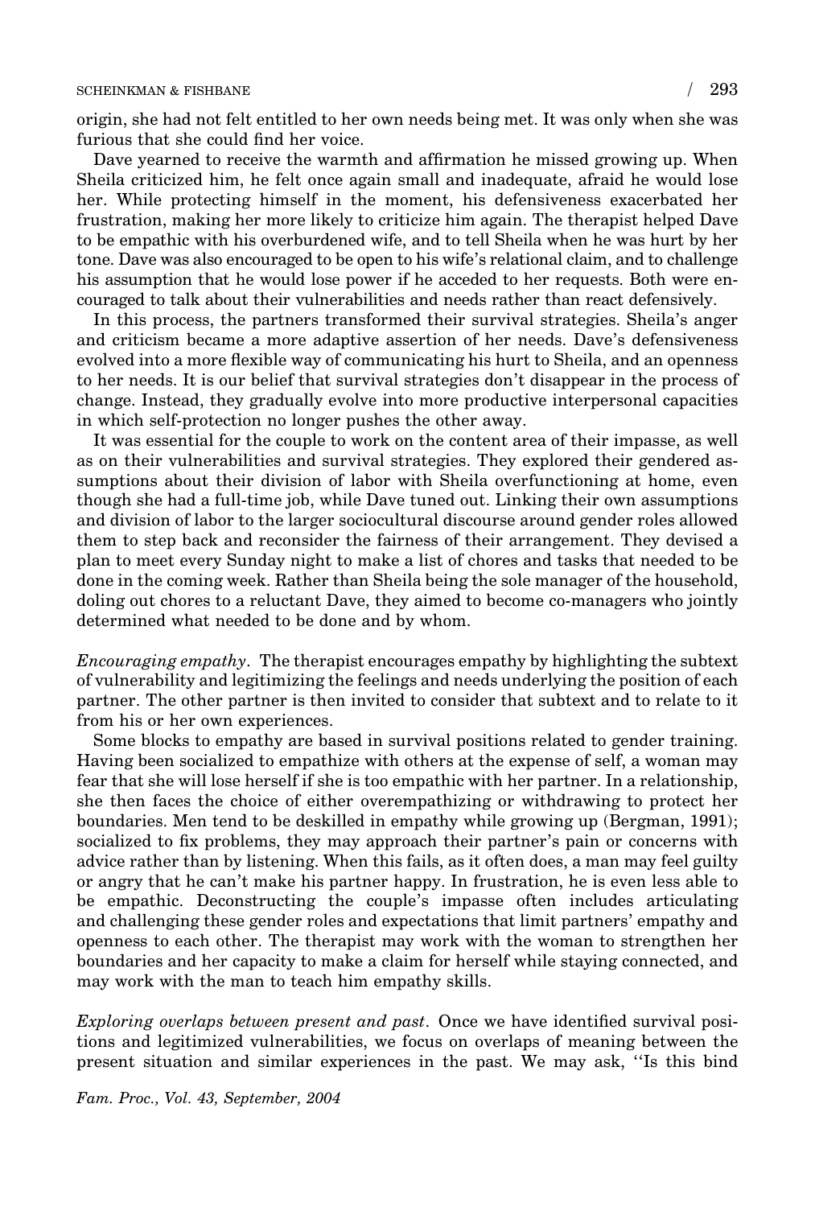origin, she had not felt entitled to her own needs being met. It was only when she was furious that she could find her voice.

Dave yearned to receive the warmth and affirmation he missed growing up. When Sheila criticized him, he felt once again small and inadequate, afraid he would lose her. While protecting himself in the moment, his defensiveness exacerbated her frustration, making her more likely to criticize him again. The therapist helped Dave to be empathic with his overburdened wife, and to tell Sheila when he was hurt by her tone. Dave was also encouraged to be open to his wife's relational claim, and to challenge his assumption that he would lose power if he acceded to her requests. Both were encouraged to talk about their vulnerabilities and needs rather than react defensively.

In this process, the partners transformed their survival strategies. Sheila's anger and criticism became a more adaptive assertion of her needs. Dave's defensiveness evolved into a more flexible way of communicating his hurt to Sheila, and an openness to her needs. It is our belief that survival strategies don't disappear in the process of change. Instead, they gradually evolve into more productive interpersonal capacities in which self-protection no longer pushes the other away.

It was essential for the couple to work on the content area of their impasse, as well as on their vulnerabilities and survival strategies. They explored their gendered assumptions about their division of labor with Sheila overfunctioning at home, even though she had a full-time job, while Dave tuned out. Linking their own assumptions and division of labor to the larger sociocultural discourse around gender roles allowed them to step back and reconsider the fairness of their arrangement. They devised a plan to meet every Sunday night to make a list of chores and tasks that needed to be done in the coming week. Rather than Sheila being the sole manager of the household, doling out chores to a reluctant Dave, they aimed to become co-managers who jointly determined what needed to be done and by whom.

*Encouraging empathy*. The therapist encourages empathy by highlighting the subtext of vulnerability and legitimizing the feelings and needs underlying the position of each partner. The other partner is then invited to consider that subtext and to relate to it from his or her own experiences.

Some blocks to empathy are based in survival positions related to gender training. Having been socialized to empathize with others at the expense of self, a woman may fear that she will lose herself if she is too empathic with her partner. In a relationship, she then faces the choice of either overempathizing or withdrawing to protect her boundaries. Men tend to be deskilled in empathy while growing up (Bergman, 1991); socialized to fix problems, they may approach their partner's pain or concerns with advice rather than by listening. When this fails, as it often does, a man may feel guilty or angry that he can't make his partner happy. In frustration, he is even less able to be empathic. Deconstructing the couple's impasse often includes articulating and challenging these gender roles and expectations that limit partners' empathy and openness to each other. The therapist may work with the woman to strengthen her boundaries and her capacity to make a claim for herself while staying connected, and may work with the man to teach him empathy skills.

*Exploring overlaps between present and past*. Once we have identified survival positions and legitimized vulnerabilities, we focus on overlaps of meaning between the present situation and similar experiences in the past. We may ask, ''Is this bind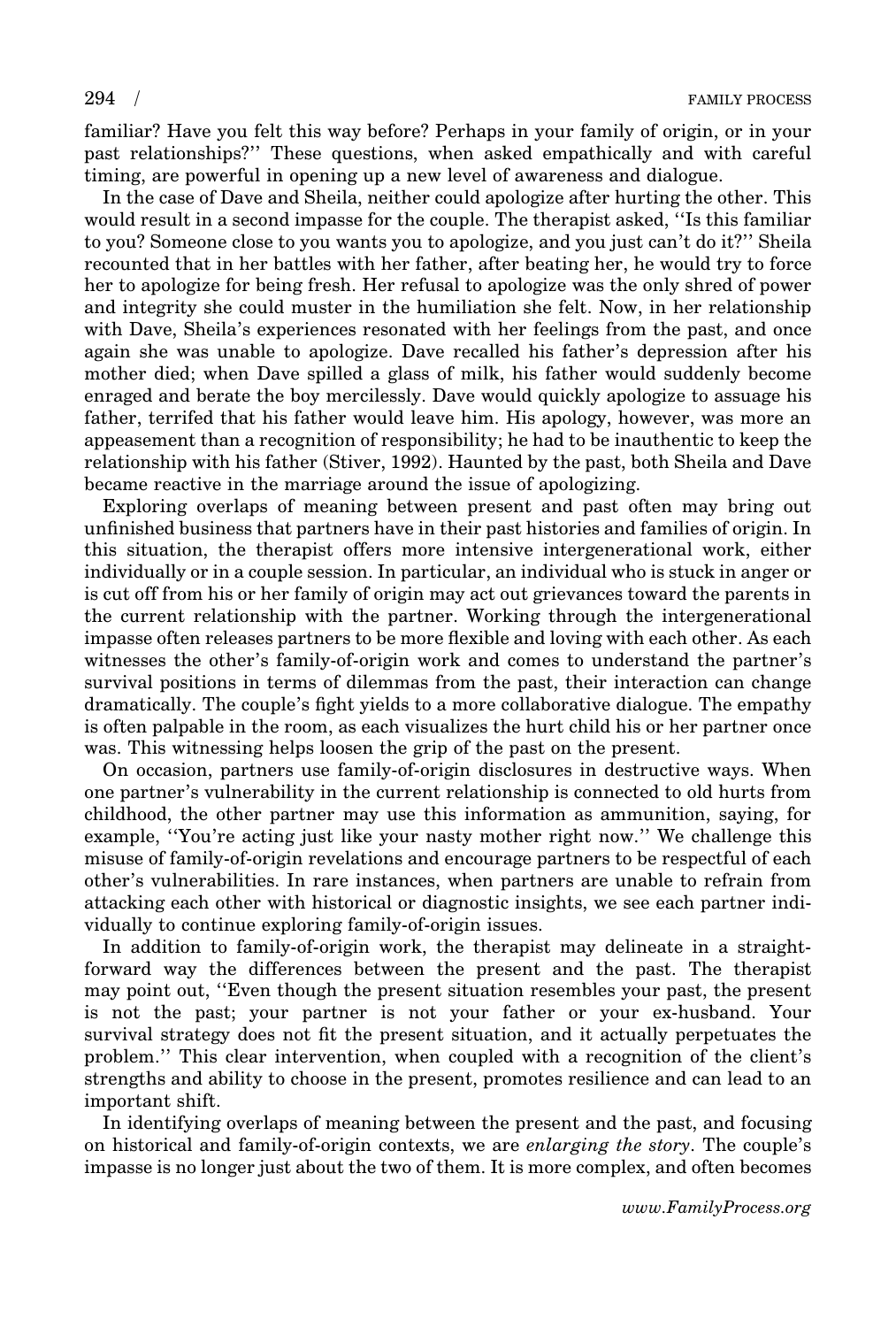familiar? Have you felt this way before? Perhaps in your family of origin, or in your past relationships?'' These questions, when asked empathically and with careful timing, are powerful in opening up a new level of awareness and dialogue.

In the case of Dave and Sheila, neither could apologize after hurting the other. This would result in a second impasse for the couple. The therapist asked, ''Is this familiar to you? Someone close to you wants you to apologize, and you just can't do it?'' Sheila recounted that in her battles with her father, after beating her, he would try to force her to apologize for being fresh. Her refusal to apologize was the only shred of power and integrity she could muster in the humiliation she felt. Now, in her relationship with Dave, Sheila's experiences resonated with her feelings from the past, and once again she was unable to apologize. Dave recalled his father's depression after his mother died; when Dave spilled a glass of milk, his father would suddenly become enraged and berate the boy mercilessly. Dave would quickly apologize to assuage his father, terrifed that his father would leave him. His apology, however, was more an appeasement than a recognition of responsibility; he had to be inauthentic to keep the relationship with his father (Stiver, 1992). Haunted by the past, both Sheila and Dave became reactive in the marriage around the issue of apologizing.

Exploring overlaps of meaning between present and past often may bring out unfinished business that partners have in their past histories and families of origin. In this situation, the therapist offers more intensive intergenerational work, either individually or in a couple session. In particular, an individual who is stuck in anger or is cut off from his or her family of origin may act out grievances toward the parents in the current relationship with the partner. Working through the intergenerational impasse often releases partners to be more flexible and loving with each other. As each witnesses the other's family-of-origin work and comes to understand the partner's survival positions in terms of dilemmas from the past, their interaction can change dramatically. The couple's fight yields to a more collaborative dialogue. The empathy is often palpable in the room, as each visualizes the hurt child his or her partner once was. This witnessing helps loosen the grip of the past on the present.

On occasion, partners use family-of-origin disclosures in destructive ways. When one partner's vulnerability in the current relationship is connected to old hurts from childhood, the other partner may use this information as ammunition, saying, for example, ''You're acting just like your nasty mother right now.'' We challenge this misuse of family-of-origin revelations and encourage partners to be respectful of each other's vulnerabilities. In rare instances, when partners are unable to refrain from attacking each other with historical or diagnostic insights, we see each partner individually to continue exploring family-of-origin issues.

In addition to family-of-origin work, the therapist may delineate in a straightforward way the differences between the present and the past. The therapist may point out, ''Even though the present situation resembles your past, the present is not the past; your partner is not your father or your ex-husband. Your survival strategy does not fit the present situation, and it actually perpetuates the problem.'' This clear intervention, when coupled with a recognition of the client's strengths and ability to choose in the present, promotes resilience and can lead to an important shift.

In identifying overlaps of meaning between the present and the past, and focusing on historical and family-of-origin contexts, we are *enlarging the story*. The couple's impasse is no longer just about the two of them. It is more complex, and often becomes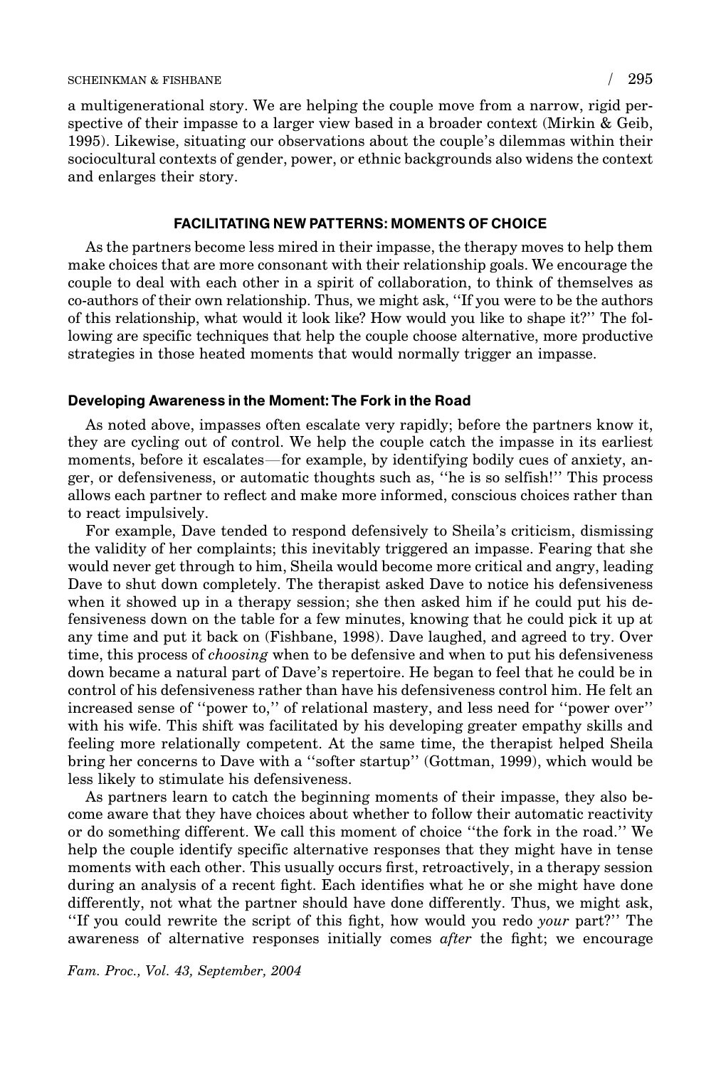a multigenerational story. We are helping the couple move from a narrow, rigid perspective of their impasse to a larger view based in a broader context (Mirkin & Geib, 1995). Likewise, situating our observations about the couple's dilemmas within their sociocultural contexts of gender, power, or ethnic backgrounds also widens the context and enlarges their story.

## FACILITATING NEW PATTERNS: MOMENTS OF CHOICE

As the partners become less mired in their impasse, the therapy moves to help them make choices that are more consonant with their relationship goals. We encourage the couple to deal with each other in a spirit of collaboration, to think of themselves as co-authors of their own relationship. Thus, we might ask, ''If you were to be the authors of this relationship, what would it look like? How would you like to shape it?'' The following are specific techniques that help the couple choose alternative, more productive strategies in those heated moments that would normally trigger an impasse.

### Developing Awareness in the Moment: The Fork in the Road

As noted above, impasses often escalate very rapidly; before the partners know it, they are cycling out of control. We help the couple catch the impasse in its earliest moments, before it escalates—for example, by identifying bodily cues of anxiety, anger, or defensiveness, or automatic thoughts such as, ''he is so selfish!'' This process allows each partner to reflect and make more informed, conscious choices rather than to react impulsively.

For example, Dave tended to respond defensively to Sheila's criticism, dismissing the validity of her complaints; this inevitably triggered an impasse. Fearing that she would never get through to him, Sheila would become more critical and angry, leading Dave to shut down completely. The therapist asked Dave to notice his defensiveness when it showed up in a therapy session; she then asked him if he could put his defensiveness down on the table for a few minutes, knowing that he could pick it up at any time and put it back on (Fishbane, 1998). Dave laughed, and agreed to try. Over time, this process of *choosing* when to be defensive and when to put his defensiveness down became a natural part of Dave's repertoire. He began to feel that he could be in control of his defensiveness rather than have his defensiveness control him. He felt an increased sense of ''power to,'' of relational mastery, and less need for ''power over'' with his wife. This shift was facilitated by his developing greater empathy skills and feeling more relationally competent. At the same time, the therapist helped Sheila bring her concerns to Dave with a ''softer startup'' (Gottman, 1999), which would be less likely to stimulate his defensiveness.

As partners learn to catch the beginning moments of their impasse, they also become aware that they have choices about whether to follow their automatic reactivity or do something different. We call this moment of choice ''the fork in the road.'' We help the couple identify specific alternative responses that they might have in tense moments with each other. This usually occurs first, retroactively, in a therapy session during an analysis of a recent fight. Each identifies what he or she might have done differently, not what the partner should have done differently. Thus, we might ask, ''If you could rewrite the script of this fight, how would you redo *your* part?'' The awareness of alternative responses initially comes *after* the fight; we encourage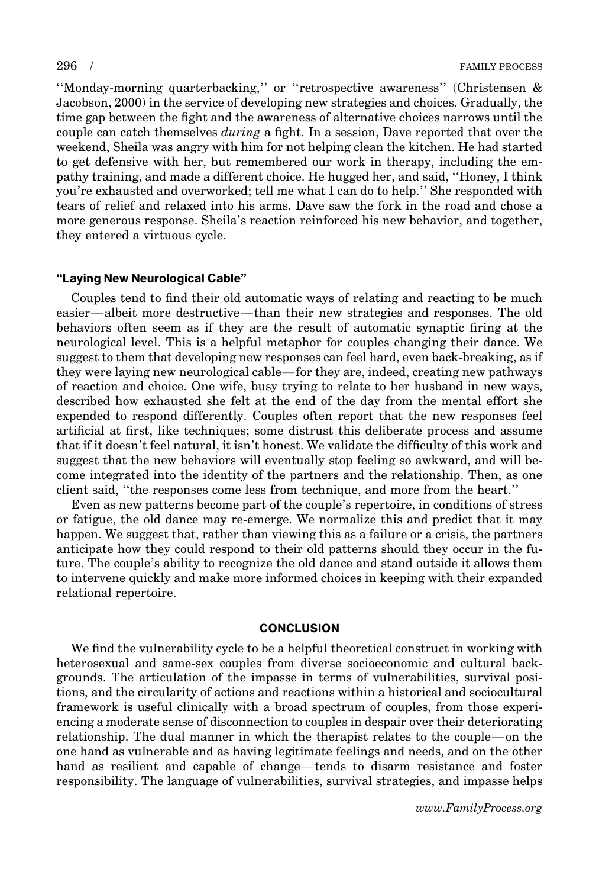''Monday-morning quarterbacking,'' or ''retrospective awareness'' (Christensen & Jacobson, 2000) in the service of developing new strategies and choices. Gradually, the time gap between the fight and the awareness of alternative choices narrows until the couple can catch themselves *during* a fight. In a session, Dave reported that over the weekend, Sheila was angry with him for not helping clean the kitchen. He had started to get defensive with her, but remembered our work in therapy, including the empathy training, and made a different choice. He hugged her, and said, ''Honey, I think you're exhausted and overworked; tell me what I can do to help.'' She responded with tears of relief and relaxed into his arms. Dave saw the fork in the road and chose a more generous response. Sheila's reaction reinforced his new behavior, and together, they entered a virtuous cycle.

### "Laying New Neurological Cable"

Couples tend to find their old automatic ways of relating and reacting to be much easier—albeit more destructive—than their new strategies and responses. The old behaviors often seem as if they are the result of automatic synaptic firing at the neurological level. This is a helpful metaphor for couples changing their dance. We suggest to them that developing new responses can feel hard, even back-breaking, as if they were laying new neurological cable—for they are, indeed, creating new pathways of reaction and choice. One wife, busy trying to relate to her husband in new ways, described how exhausted she felt at the end of the day from the mental effort she expended to respond differently. Couples often report that the new responses feel artificial at first, like techniques; some distrust this deliberate process and assume that if it doesn't feel natural, it isn't honest. We validate the difficulty of this work and suggest that the new behaviors will eventually stop feeling so awkward, and will become integrated into the identity of the partners and the relationship. Then, as one client said, ''the responses come less from technique, and more from the heart.''

Even as new patterns become part of the couple's repertoire, in conditions of stress or fatigue, the old dance may re-emerge. We normalize this and predict that it may happen. We suggest that, rather than viewing this as a failure or a crisis, the partners anticipate how they could respond to their old patterns should they occur in the future. The couple's ability to recognize the old dance and stand outside it allows them to intervene quickly and make more informed choices in keeping with their expanded relational repertoire.

## CONCLUSION

We find the vulnerability cycle to be a helpful theoretical construct in working with heterosexual and same-sex couples from diverse socioeconomic and cultural backgrounds. The articulation of the impasse in terms of vulnerabilities, survival positions, and the circularity of actions and reactions within a historical and sociocultural framework is useful clinically with a broad spectrum of couples, from those experiencing a moderate sense of disconnection to couples in despair over their deteriorating relationship. The dual manner in which the therapist relates to the couple—on the one hand as vulnerable and as having legitimate feelings and needs, and on the other hand as resilient and capable of change—tends to disarm resistance and foster responsibility. The language of vulnerabilities, survival strategies, and impasse helps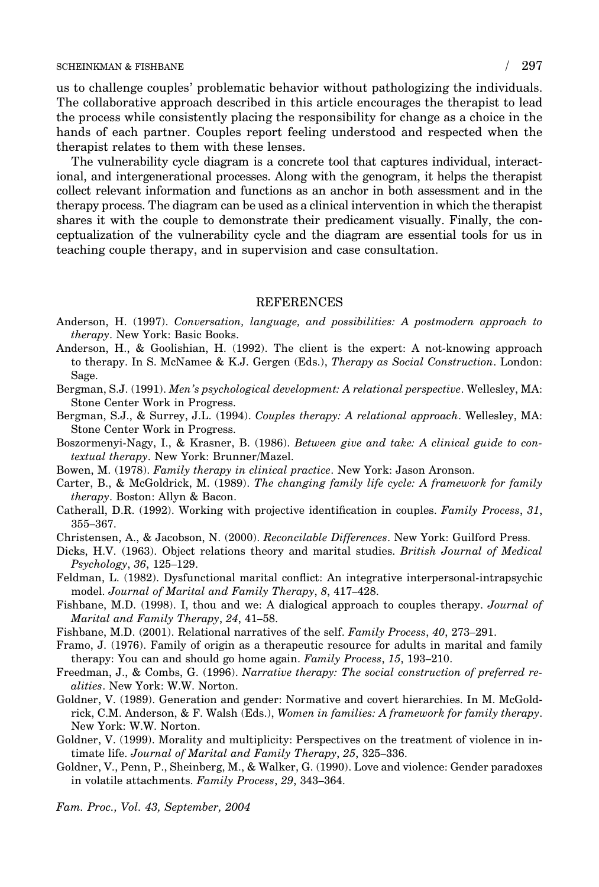us to challenge couples' problematic behavior without pathologizing the individuals. The collaborative approach described in this article encourages the therapist to lead the process while consistently placing the responsibility for change as a choice in the hands of each partner. Couples report feeling understood and respected when the therapist relates to them with these lenses.

The vulnerability cycle diagram is a concrete tool that captures individual, interactional, and intergenerational processes. Along with the genogram, it helps the therapist collect relevant information and functions as an anchor in both assessment and in the therapy process. The diagram can be used as a clinical intervention in which the therapist shares it with the couple to demonstrate their predicament visually. Finally, the conceptualization of the vulnerability cycle and the diagram are essential tools for us in teaching couple therapy, and in supervision and case consultation.

## REFERENCES

Anderson, H. (1997). *Conversation, language, and possibilities: A postmodern approach to therapy*. New York: Basic Books.

Anderson, H., & Goolishian, H. (1992). The client is the expert: A not-knowing approach to therapy. In S. McNamee & K.J. Gergen (Eds.), *Therapy as Social Construction*. London: Sage.

Bergman, S.J. (1991). *Men's psychological development: A relational perspective*. Wellesley, MA: Stone Center Work in Progress.

Bergman, S.J., & Surrey, J.L. (1994). *Couples therapy: A relational approach*. Wellesley, MA: Stone Center Work in Progress.

Boszormenyi-Nagy, I., & Krasner, B. (1986). *Between give and take: A clinical guide to contextual therapy*. New York: Brunner/Mazel.

Bowen, M. (1978). *Family therapy in clinical practice*. New York: Jason Aronson.

Carter, B., & McGoldrick, M. (1989). *The changing family life cycle: A framework for family therapy*. Boston: Allyn & Bacon.

Catherall, D.R. (1992). Working with projective identification in couples. *Family Process*, *31*, 355–367.

Christensen, A., & Jacobson, N. (2000). *Reconcilable Differences*. New York: Guilford Press.

Dicks, H.V. (1963). Object relations theory and marital studies. *British Journal of Medical Psychology*, *36*, 125–129.

Feldman, L. (1982). Dysfunctional marital conflict: An integrative interpersonal-intrapsychic model. *Journal of Marital and Family Therapy*, *8*, 417–428.

Fishbane, M.D. (1998). I, thou and we: A dialogical approach to couples therapy. *Journal of Marital and Family Therapy*, *24*, 41–58.

Fishbane, M.D. (2001). Relational narratives of the self. *Family Process*, *40*, 273–291.

Framo, J. (1976). Family of origin as a therapeutic resource for adults in marital and family therapy: You can and should go home again. *Family Process*, *15*, 193–210.

Freedman, J., & Combs, G. (1996). *Narrative therapy: The social construction of preferred realities*. New York: W.W. Norton.

Goldner, V. (1989). Generation and gender: Normative and covert hierarchies. In M. McGoldrick, C.M. Anderson, & F. Walsh (Eds.), *Women in families: A framework for family therapy*. New York: W.W. Norton.

Goldner, V. (1999). Morality and multiplicity: Perspectives on the treatment of violence in intimate life. *Journal of Marital and Family Therapy*, *25*, 325–336.

Goldner, V., Penn, P., Sheinberg, M., & Walker, G. (1990). Love and violence: Gender paradoxes in volatile attachments. *Family Process*, *29*, 343–364.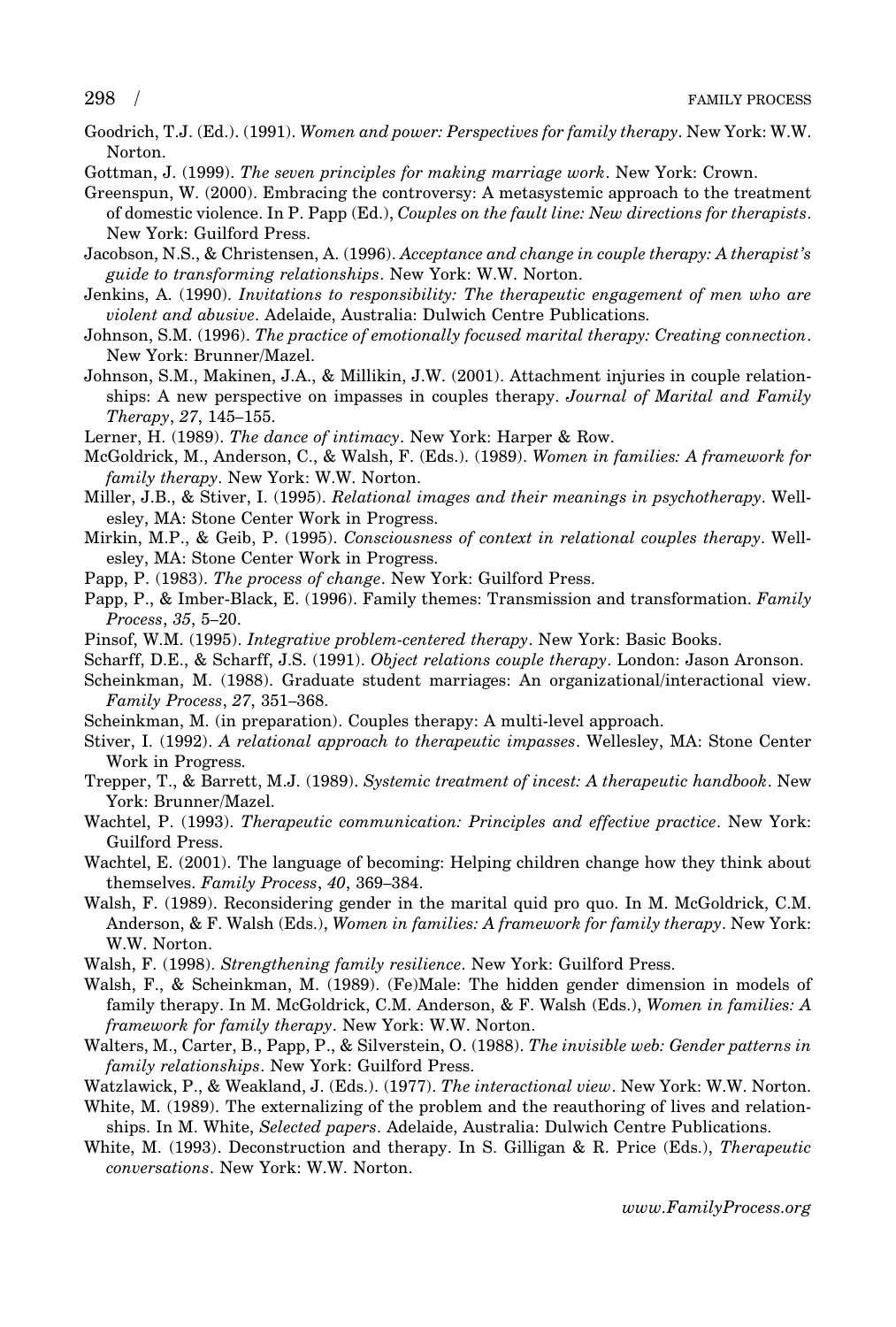Goodrich, T.J. (Ed.). (1991). *Women and power: Perspectives for family therapy*. New York: W.W. Norton.

Gottman, J. (1999). *The seven principles for making marriage work*. New York: Crown.

Greenspun, W. (2000). Embracing the controversy: A metasystemic approach to the treatment of domestic violence. In P. Papp (Ed.), *Couples on the fault line: New directions for therapists*. New York: Guilford Press.

Jacobson, N.S., & Christensen, A. (1996). *Acceptance and change in couple therapy: A therapist's guide to transforming relationships*. New York: W.W. Norton.

Jenkins, A. (1990). *Invitations to responsibility: The therapeutic engagement of men who are violent and abusive*. Adelaide, Australia: Dulwich Centre Publications.

Johnson, S.M. (1996). *The practice of emotionally focused marital therapy: Creating connection*. New York: Brunner/Mazel.

Johnson, S.M., Makinen, J.A., & Millikin, J.W. (2001). Attachment injuries in couple relationships: A new perspective on impasses in couples therapy. *Journal of Marital and Family Therapy*, *27*, 145–155.

Lerner, H. (1989). *The dance of intimacy*. New York: Harper & Row.

McGoldrick, M., Anderson, C., & Walsh, F. (Eds.). (1989). *Women in families: A framework for family therapy*. New York: W.W. Norton.

Miller, J.B., & Stiver, I. (1995). *Relational images and their meanings in psychotherapy*. Wellesley, MA: Stone Center Work in Progress.

Mirkin, M.P., & Geib, P. (1995). *Consciousness of context in relational couples therapy*. Wellesley, MA: Stone Center Work in Progress.

Papp, P. (1983). *The process of change*. New York: Guilford Press.

Papp, P., & Imber-Black, E. (1996). Family themes: Transmission and transformation. *Family Process*, *35*, 5–20.

Pinsof, W.M. (1995). *Integrative problem-centered therapy*. New York: Basic Books.

Scharff, D.E., & Scharff, J.S. (1991). *Object relations couple therapy*. London: Jason Aronson.

Scheinkman, M. (1988). Graduate student marriages: An organizational/interactional view. *Family Process*, *27*, 351–368.

Scheinkman, M. (in preparation). Couples therapy: A multi-level approach.

Stiver, I. (1992). *A relational approach to therapeutic impasses*. Wellesley, MA: Stone Center Work in Progress.

Trepper, T., & Barrett, M.J. (1989). *Systemic treatment of incest: A therapeutic handbook*. New York: Brunner/Mazel.

Wachtel, P. (1993). *Therapeutic communication: Principles and effective practice*. New York: Guilford Press.

Wachtel, E. (2001). The language of becoming: Helping children change how they think about themselves. *Family Process*, *40*, 369–384.

Walsh, F. (1989). Reconsidering gender in the marital quid pro quo. In M. McGoldrick, C.M. Anderson, & F. Walsh (Eds.), *Women in families: A framework for family therapy*. New York: W.W. Norton.

Walsh, F. (1998). *Strengthening family resilience*. New York: Guilford Press.

Walsh, F., & Scheinkman, M. (1989). (Fe)Male: The hidden gender dimension in models of family therapy. In M. McGoldrick, C.M. Anderson, & F. Walsh (Eds.), *Women in families: A framework for family therapy*. New York: W.W. Norton.

Walters, M., Carter, B., Papp, P., & Silverstein, O. (1988). *The invisible web: Gender patterns in family relationships*. New York: Guilford Press.

Watzlawick, P., & Weakland, J. (Eds.). (1977). *The interactional view*. New York: W.W. Norton.

White, M. (1989). The externalizing of the problem and the reauthoring of lives and relationships. In M. White, *Selected papers*. Adelaide, Australia: Dulwich Centre Publications.

White, M. (1993). Deconstruction and therapy. In S. Gilligan & R. Price (Eds.), *Therapeutic conversations*. New York: W.W. Norton.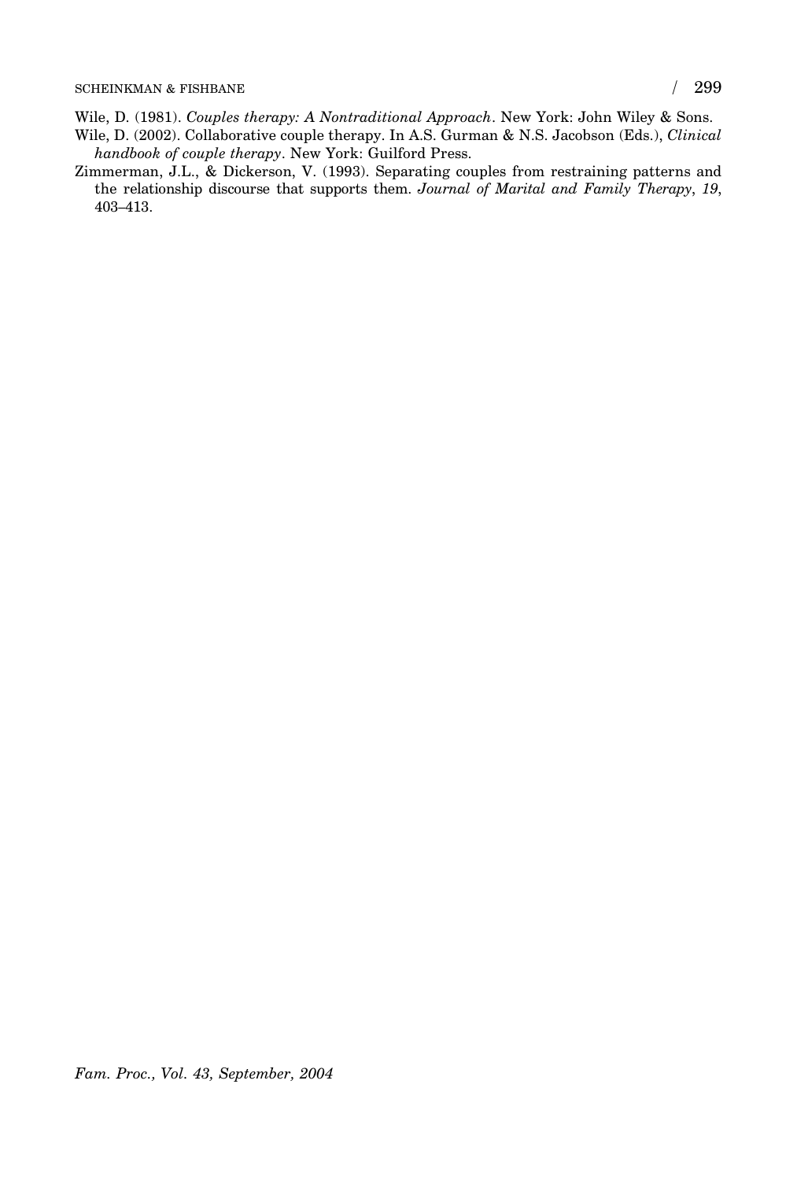Wile, D. (1981). *Couples therapy: A Nontraditional Approach*. New York: John Wiley & Sons.

Wile, D. (2002). Collaborative couple therapy. In A.S. Gurman & N.S. Jacobson (Eds.), *Clinical handbook of couple therapy*. New York: Guilford Press.

Zimmerman, J.L., & Dickerson, V. (1993). Separating couples from restraining patterns and the relationship discourse that supports them. *Journal of Marital and Family Therapy*, *19*, 403–413.